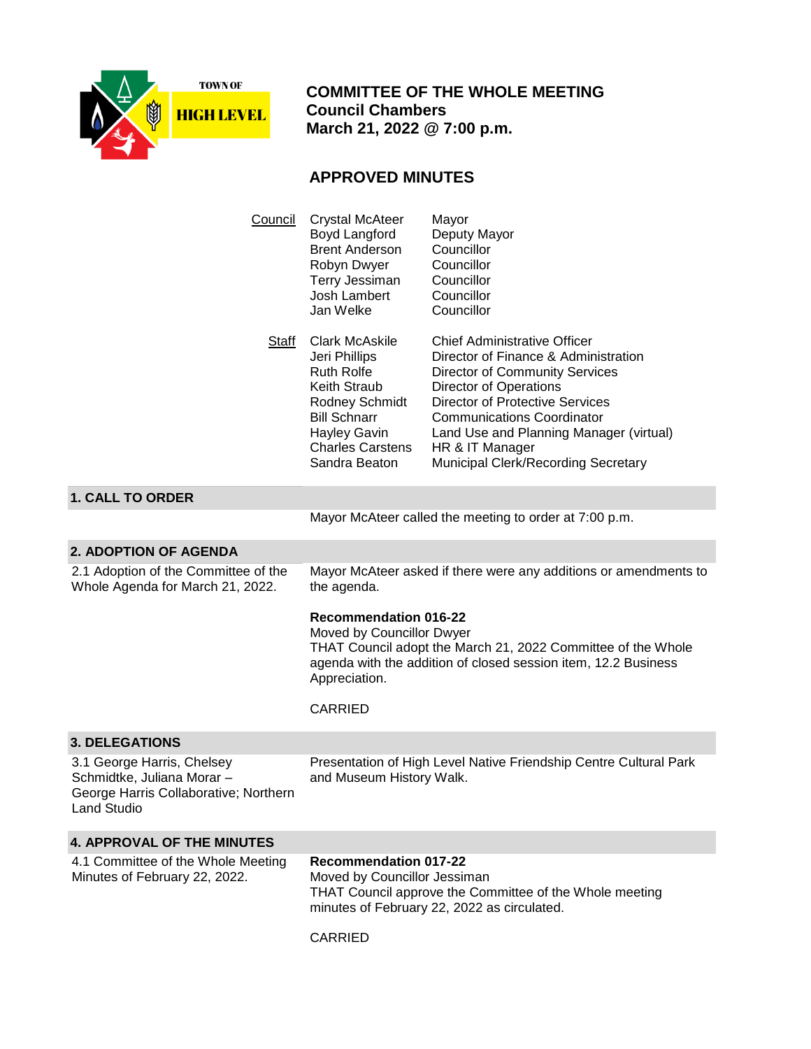TOWN OF HIGH LEVEL

# COMMITTEE OF THE WHOLE MEETING
**Council Chambers**
**March 21, 2022 @ 7:00 p.m.**

## APPROVED MINUTES

| | | |
|---|---|---|
| Council | Crystal McAteer | Mayor |
| | Boyd Langford | Deputy Mayor |
| | Brent Anderson | Councillor |
| | Robyn Dwyer | Councillor |
| | Terry Jessiman | Councillor |
| | Josh Lambert | Councillor |
| | Jan Welke | Councillor |
| Staff | Clark McAskile | Chief Administrative Officer |
| | Jeri Phillips | Director of Finance & Administration |
| | Ruth Rolfe | Director of Community Services |
| | Keith Straub | Director of Operations |
| | Rodney Schmidt | Director of Protective Services |
| | Bill Schnarr | Communications Coordinator |
| | Hayley Gavin | Land Use and Planning Manager (virtual) |
| | Charles Carstens | HR & IT Manager |
| | Sandra Beaton | Municipal Clerk/Recording Secretary |

### 1. CALL TO ORDER

Mayor McAteer called the meeting to order at 7:00 p.m.

### 2. ADOPTION OF AGENDA

2.1 Adoption of the Committee of the Whole Agenda for March 21, 2022.

Mayor McAteer asked if there were any additions or amendments to the agenda.

**Recommendation 016-22**
Moved by Councillor Dwyer
THAT Council adopt the March 21, 2022 Committee of the Whole agenda with the addition of closed session item, 12.2 Business Appreciation.

CARRIED

### 3. DELEGATIONS

3.1 George Harris, Chelsey Schmidtke, Juliana Morar – George Harris Collaborative; Northern Land Studio

Presentation of High Level Native Friendship Centre Cultural Park and Museum History Walk.

### 4. APPROVAL OF THE MINUTES

4.1 Committee of the Whole Meeting Minutes of February 22, 2022.

**Recommendation 017-22**
Moved by Councillor Jessiman
THAT Council approve the Committee of the Whole meeting minutes of February 22, 2022 as circulated.

CARRIED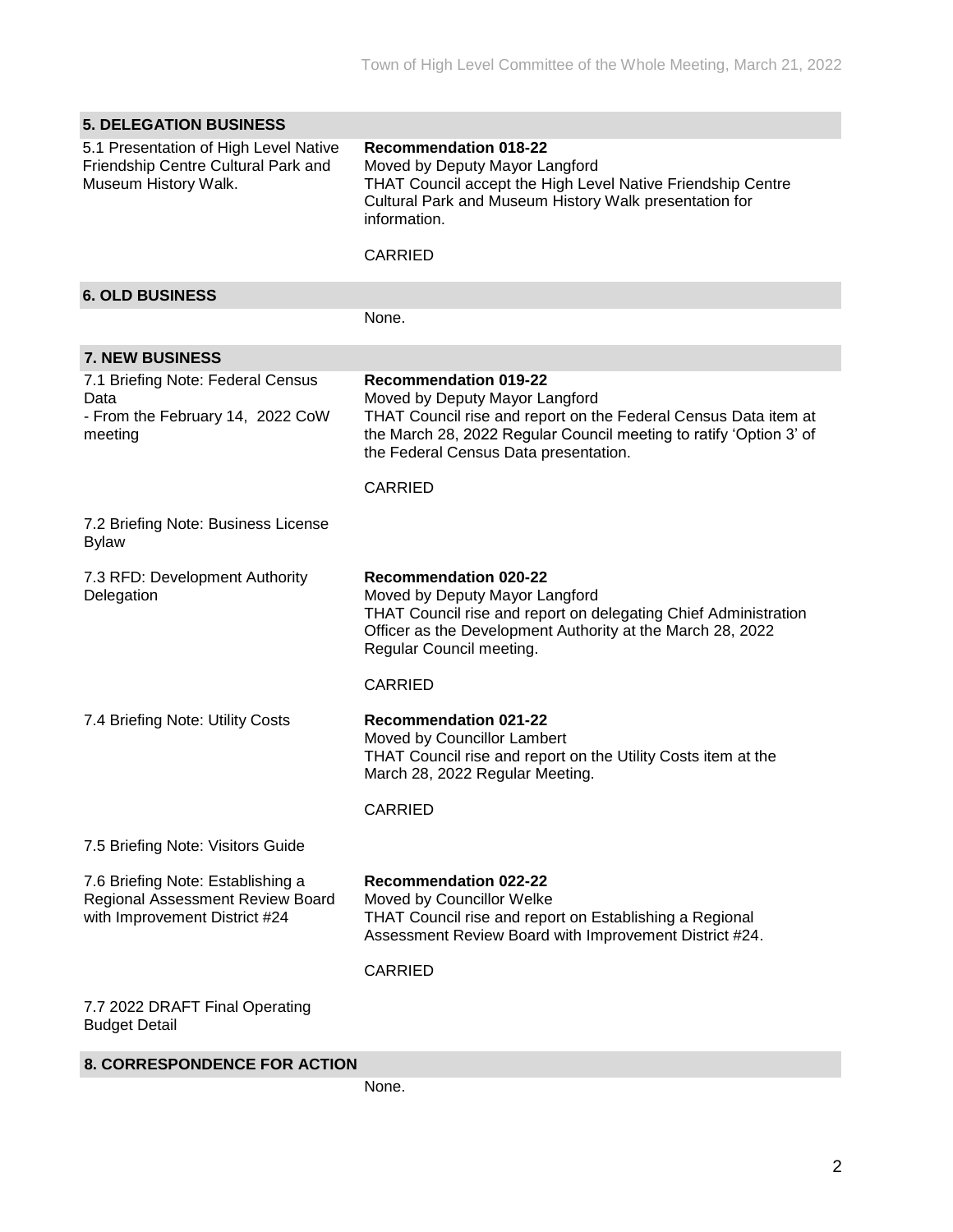## 5. DELEGATION BUSINESS

| | |
|---|---|
| 5.1 Presentation of High Level Native Friendship Centre Cultural Park and Museum History Walk. | **Recommendation 018-22**<br>Moved by Deputy Mayor Langford<br>THAT Council accept the High Level Native Friendship Centre Cultural Park and Museum History Walk presentation for information.<br><br>CARRIED |

## 6. OLD BUSINESS

None.

## 7. NEW BUSINESS

| | |
|---|---|
| 7.1 Briefing Note: Federal Census Data<br>- From the February 14, 2022 CoW meeting | **Recommendation 019-22**<br>Moved by Deputy Mayor Langford<br>THAT Council rise and report on the Federal Census Data item at the March 28, 2022 Regular Council meeting to ratify 'Option 3' of the Federal Census Data presentation.<br><br>CARRIED |
| 7.2 Briefing Note: Business License Bylaw | |
| 7.3 RFD: Development Authority Delegation | **Recommendation 020-22**<br>Moved by Deputy Mayor Langford<br>THAT Council rise and report on delegating Chief Administration Officer as the Development Authority at the March 28, 2022 Regular Council meeting.<br><br>CARRIED |
| 7.4 Briefing Note: Utility Costs | **Recommendation 021-22**<br>Moved by Councillor Lambert<br>THAT Council rise and report on the Utility Costs item at the March 28, 2022 Regular Meeting.<br><br>CARRIED |
| 7.5 Briefing Note: Visitors Guide | |
| 7.6 Briefing Note: Establishing a Regional Assessment Review Board with Improvement District #24 | **Recommendation 022-22**<br>Moved by Councillor Welke<br>THAT Council rise and report on Establishing a Regional Assessment Review Board with Improvement District #24.<br><br>CARRIED |
| 7.7 2022 DRAFT Final Operating Budget Detail | |

## 8. CORRESPONDENCE FOR ACTION

None.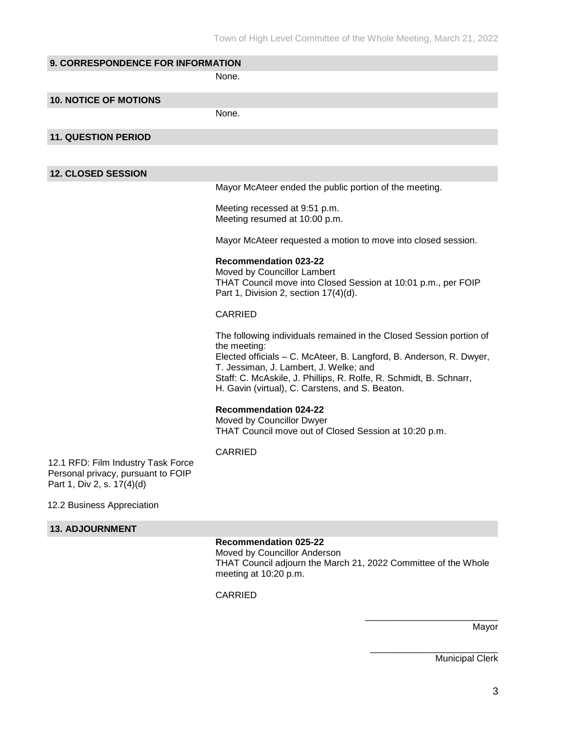## 9. CORRESPONDENCE FOR INFORMATION

None.

## 10. NOTICE OF MOTIONS

None.

## 11. QUESTION PERIOD

## 12. CLOSED SESSION

Mayor McAteer ended the public portion of the meeting.

Meeting recessed at 9:51 p.m.
Meeting resumed at 10:00 p.m.

Mayor McAteer requested a motion to move into closed session.

**Recommendation 023-22**
Moved by Councillor Lambert
THAT Council move into Closed Session at 10:01 p.m., per FOIP Part 1, Division 2, section 17(4)(d).

CARRIED

The following individuals remained in the Closed Session portion of the meeting:
Elected officials – C. McAteer, B. Langford, B. Anderson, R. Dwyer, T. Jessiman, J. Lambert, J. Welke; and
Staff: C. McAskile, J. Phillips, R. Rolfe, R. Schmidt, B. Schnarr, H. Gavin (virtual), C. Carstens, and S. Beaton.

**Recommendation 024-22**
Moved by Councillor Dwyer
THAT Council move out of Closed Session at 10:20 p.m.

CARRIED

12.1 RFD: Film Industry Task Force
Personal privacy, pursuant to FOIP Part 1, Div 2, s. 17(4)(d)

12.2 Business Appreciation

## 13. ADJOURNMENT

**Recommendation 025-22**
Moved by Councillor Anderson
THAT Council adjourn the March 21, 2022 Committee of the Whole meeting at 10:20 p.m.

CARRIED

___________________________
Mayor

___________________________
Municipal Clerk